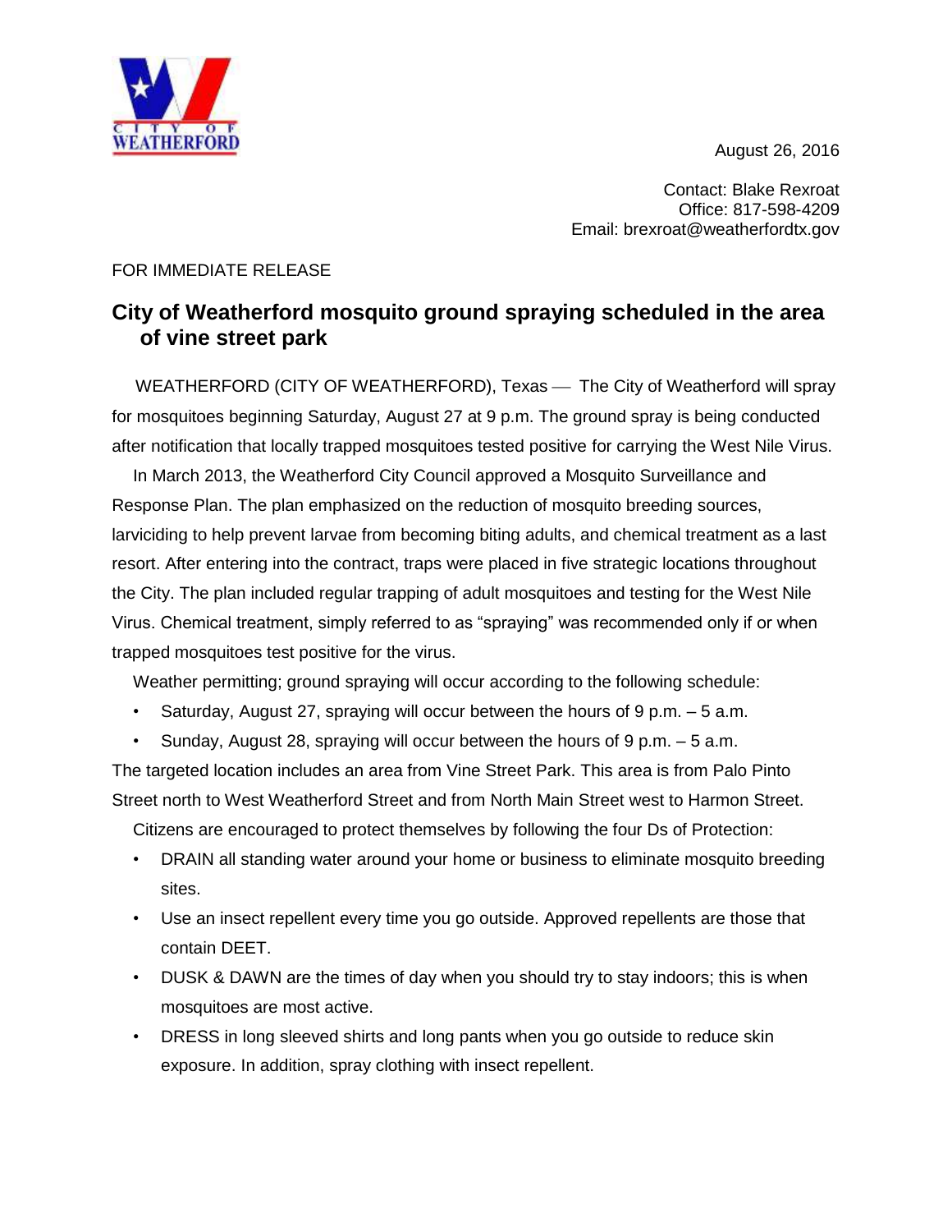CITY OF WEATHERFORD

August 26, 2016

Contact: Blake Rexroat
Office: 817-598-4209
Email: brexroat@weatherfordtx.gov

FOR IMMEDIATE RELEASE

## City of Weatherford mosquito ground spraying scheduled in the area of vine street park

WEATHERFORD (CITY OF WEATHERFORD), Texas — The City of Weatherford will spray for mosquitoes beginning Saturday, August 27 at 9 p.m. The ground spray is being conducted after notification that locally trapped mosquitoes tested positive for carrying the West Nile Virus.

In March 2013, the Weatherford City Council approved a Mosquito Surveillance and Response Plan. The plan emphasized on the reduction of mosquito breeding sources, larviciding to help prevent larvae from becoming biting adults, and chemical treatment as a last resort. After entering into the contract, traps were placed in five strategic locations throughout the City. The plan included regular trapping of adult mosquitoes and testing for the West Nile Virus. Chemical treatment, simply referred to as "spraying" was recommended only if or when trapped mosquitoes test positive for the virus.

Weather permitting; ground spraying will occur according to the following schedule:

- Saturday, August 27, spraying will occur between the hours of 9 p.m. – 5 a.m.
- Sunday, August 28, spraying will occur between the hours of 9 p.m. – 5 a.m.

The targeted location includes an area from Vine Street Park. This area is from Palo Pinto Street north to West Weatherford Street and from North Main Street west to Harmon Street.

Citizens are encouraged to protect themselves by following the four Ds of Protection:

- DRAIN all standing water around your home or business to eliminate mosquito breeding sites.
- Use an insect repellent every time you go outside. Approved repellents are those that contain DEET.
- DUSK & DAWN are the times of day when you should try to stay indoors; this is when mosquitoes are most active.
- DRESS in long sleeved shirts and long pants when you go outside to reduce skin exposure. In addition, spray clothing with insect repellent.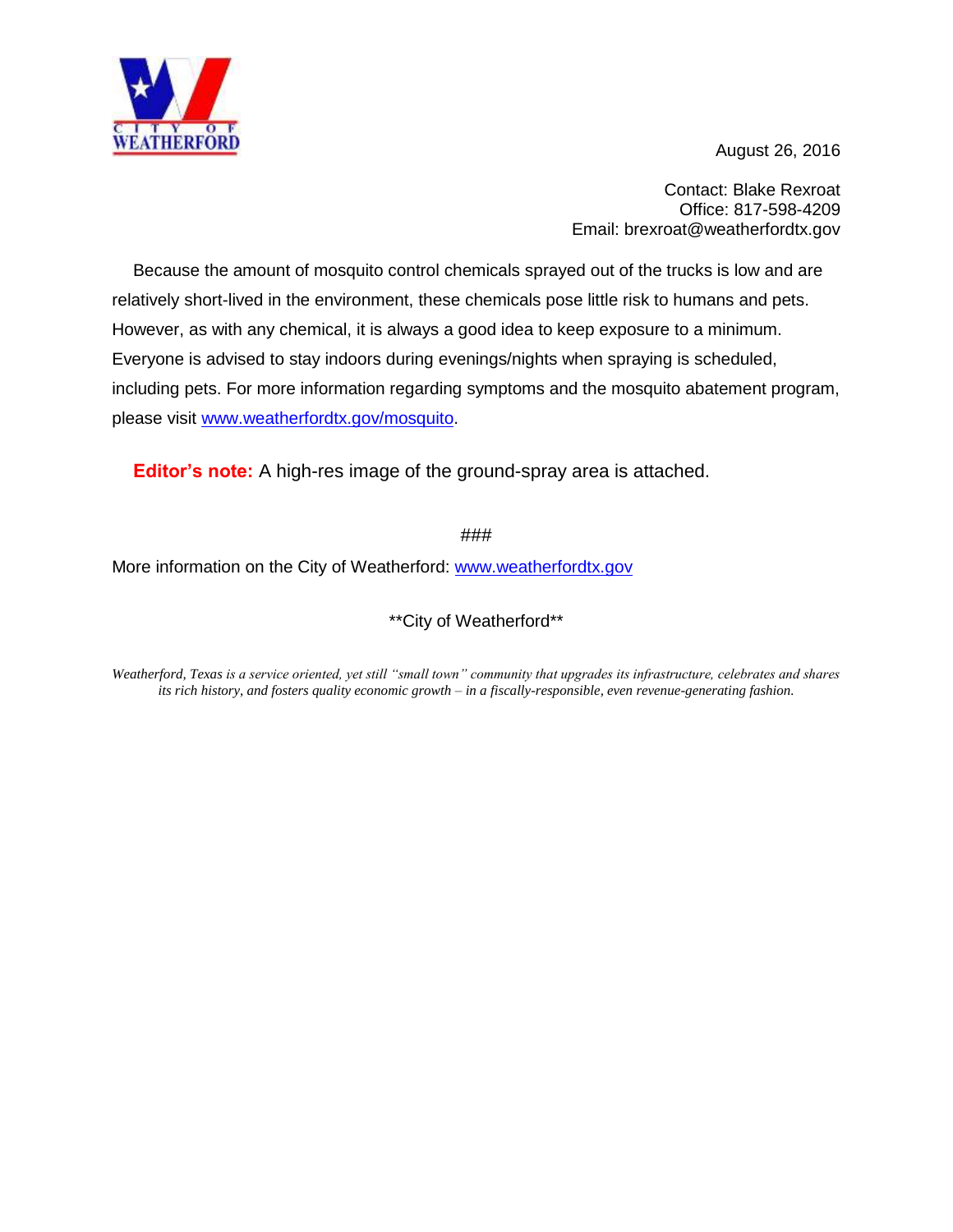August 26, 2016

Contact: Blake Rexroat
Office: 817-598-4209
Email: brexroat@weatherfordtx.gov

Because the amount of mosquito control chemicals sprayed out of the trucks is low and are relatively short-lived in the environment, these chemicals pose little risk to humans and pets. However, as with any chemical, it is always a good idea to keep exposure to a minimum. Everyone is advised to stay indoors during evenings/nights when spraying is scheduled, including pets. For more information regarding symptoms and the mosquito abatement program, please visit www.weatherfordtx.gov/mosquito.

**Editor's note:** A high-res image of the ground-spray area is attached.

###

More information on the City of Weatherford: www.weatherfordtx.gov

\*\*City of Weatherford\*\*

*Weatherford, Texas is a service oriented, yet still "small town" community that upgrades its infrastructure, celebrates and shares its rich history, and fosters quality economic growth – in a fiscally-responsible, even revenue-generating fashion.*